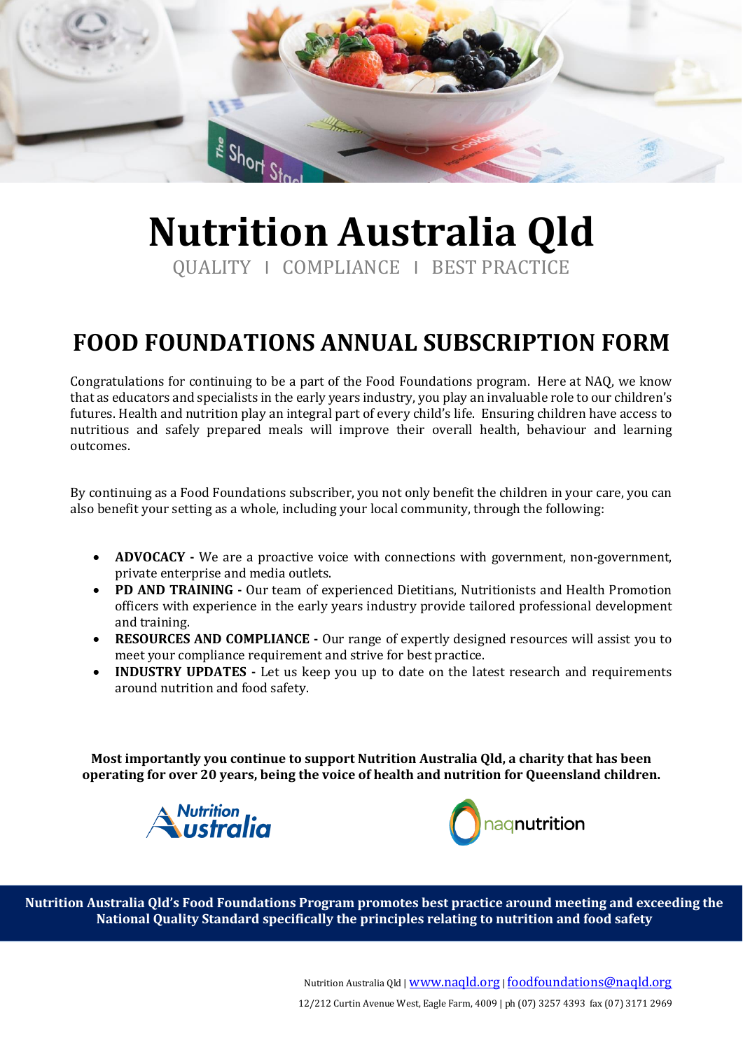# Nutrition Australia Qld

QUALITY | COMPLIANCE | BEST PRACTICE

## FOOD FOUNDATIONS ANNUAL SUBSCRIPTION FORM

Congratulations for continuing to be a part of the Food Foundations program. Here at NAQ, we know that as educators and specialists in the early years industry, you play an invaluable role to our children's futures. Health and nutrition play an integral part of every child's life. Ensuring children have access to nutritious and safely prepared meals will improve their overall health, behaviour and learning outcomes.

By continuing as a Food Foundations subscriber, you not only benefit the children in your care, you can also benefit your setting as a whole, including your local community, through the following:

- **ADVOCACY -** We are a proactive voice with connections with government, non-government, private enterprise and media outlets.
- **PD AND TRAINING -** Our team of experienced Dietitians, Nutritionists and Health Promotion officers with experience in the early years industry provide tailored professional development and training.
- **RESOURCES AND COMPLIANCE -** Our range of expertly designed resources will assist you to meet your compliance requirement and strive for best practice.
- **INDUSTRY UPDATES -** Let us keep you up to date on the latest research and requirements around nutrition and food safety.

**Most importantly you continue to support Nutrition Australia Qld, a charity that has been operating for over 20 years, being the voice of health and nutrition for Queensland children.**

Nutrition Australia    naqnutrition

**Nutrition Australia Qld's Food Foundations Program promotes best practice around meeting and exceeding the National Quality Standard specifically the principles relating to nutrition and food safety**

Nutrition Australia Qld | www.naqld.org | foodfoundations@naqld.org

12/212 Curtin Avenue West, Eagle Farm, 4009 | ph (07) 3257 4393 fax (07) 3171 2969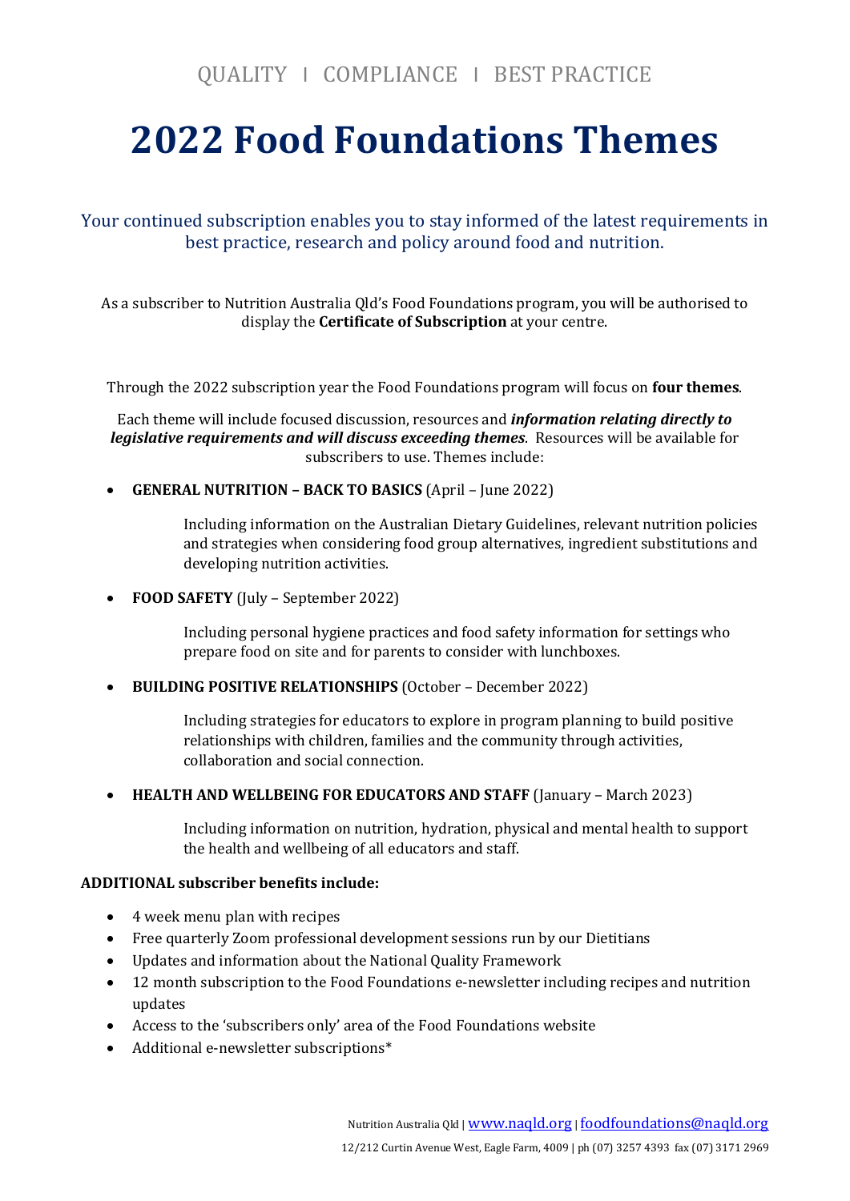QUALITY | COMPLIANCE | BEST PRACTICE

# 2022 Food Foundations Themes

Your continued subscription enables you to stay informed of the latest requirements in best practice, research and policy around food and nutrition.

As a subscriber to Nutrition Australia Qld's Food Foundations program, you will be authorised to display the **Certificate of Subscription** at your centre.

Through the 2022 subscription year the Food Foundations program will focus on **four themes**.

Each theme will include focused discussion, resources and ***information relating directly to legislative requirements and will discuss exceeding themes***. Resources will be available for subscribers to use. Themes include:

- **GENERAL NUTRITION – BACK TO BASICS** (April – June 2022)

  Including information on the Australian Dietary Guidelines, relevant nutrition policies and strategies when considering food group alternatives, ingredient substitutions and developing nutrition activities.

- **FOOD SAFETY** (July – September 2022)

  Including personal hygiene practices and food safety information for settings who prepare food on site and for parents to consider with lunchboxes.

- **BUILDING POSITIVE RELATIONSHIPS** (October – December 2022)

  Including strategies for educators to explore in program planning to build positive relationships with children, families and the community through activities, collaboration and social connection.

- **HEALTH AND WELLBEING FOR EDUCATORS AND STAFF** (January – March 2023)

  Including information on nutrition, hydration, physical and mental health to support the health and wellbeing of all educators and staff.

**ADDITIONAL subscriber benefits include:**

- 4 week menu plan with recipes
- Free quarterly Zoom professional development sessions run by our Dietitians
- Updates and information about the National Quality Framework
- 12 month subscription to the Food Foundations e-newsletter including recipes and nutrition updates
- Access to the 'subscribers only' area of the Food Foundations website
- Additional e-newsletter subscriptions*

Nutrition Australia Qld | www.naqld.org | foodfoundations@naqld.org

12/212 Curtin Avenue West, Eagle Farm, 4009 | ph (07) 3257 4393 fax (07) 3171 2969